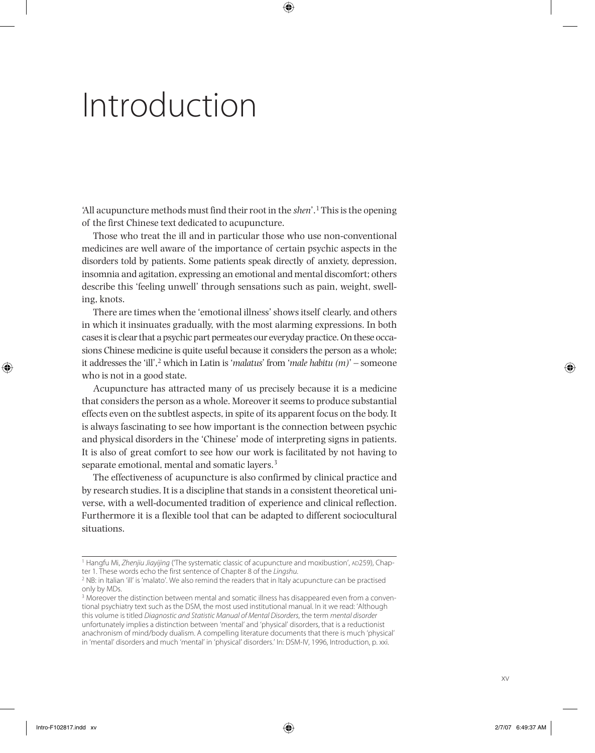# Introduction

'All acupuncture methods must find their root in the *shen*'.[1] This is the opening of the first Chinese text dedicated to acupuncture.

Those who treat the ill and in particular those who use non-conventional medicines are well aware of the importance of certain psychic aspects in the disorders told by patients. Some patients speak directly of anxiety, depression, insomnia and agitation, expressing an emotional and mental discomfort; others describe this 'feeling unwell' through sensations such as pain, weight, swelling, knots.

There are times when the 'emotional illness' shows itself clearly, and others in which it insinuates gradually, with the most alarming expressions. In both cases it is clear that a psychic part permeates our everyday practice. On these occasions Chinese medicine is quite useful because it considers the person as a whole; it addresses the 'ill',[2] which in Latin is '*malatus*' from '*male habitu (m)*' – someone who is not in a good state.

Acupuncture has attracted many of us precisely because it is a medicine that considers the person as a whole. Moreover it seems to produce substantial effects even on the subtlest aspects, in spite of its apparent focus on the body. It is always fascinating to see how important is the connection between psychic and physical disorders in the 'Chinese' mode of interpreting signs in patients. It is also of great comfort to see how our work is facilitated by not having to separate emotional, mental and somatic layers.[3]

The effectiveness of acupuncture is also confirmed by clinical practice and by research studies. It is a discipline that stands in a consistent theoretical universe, with a well-documented tradition of experience and clinical reflection. Furthermore it is a flexible tool that can be adapted to different sociocultural situations.

---

[1] Hangfu Mi, *Zhenjiu Jiayijing* ('The systematic classic of acupuncture and moxibustion', AD259), Chapter 1. These words echo the first sentence of Chapter 8 of the *Lingshu*.

[2] NB: in Italian 'ill' is 'malato'. We also remind the readers that in Italy acupuncture can be practised only by MDs.

[3] Moreover the distinction between mental and somatic illness has disappeared even from a conventional psychiatry text such as the DSM, the most used institutional manual. In it we read: 'Although this volume is titled *Diagnostic and Statistic Manual of Mental Disorders*, the term *mental disorder* unfortunately implies a distinction between 'mental' and 'physical' disorders, that is a reductionist anachronism of mind/body dualism. A compelling literature documents that there is much 'physical' in 'mental' disorders and much 'mental' in 'physical' disorders.' In: DSM-IV, 1996, Introduction, p. xxi.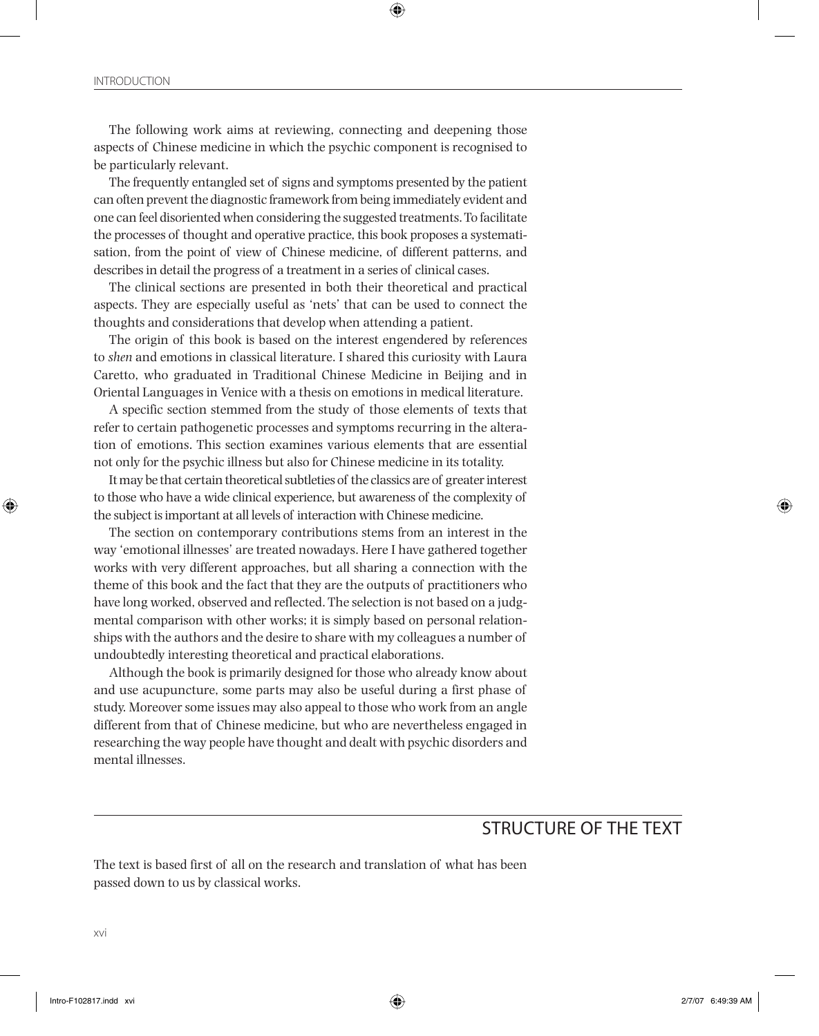The following work aims at reviewing, connecting and deepening those aspects of Chinese medicine in which the psychic component is recognised to be particularly relevant.

The frequently entangled set of signs and symptoms presented by the patient can often prevent the diagnostic framework from being immediately evident and one can feel disoriented when considering the suggested treatments. To facilitate the processes of thought and operative practice, this book proposes a systematisation, from the point of view of Chinese medicine, of different patterns, and describes in detail the progress of a treatment in a series of clinical cases.

The clinical sections are presented in both their theoretical and practical aspects. They are especially useful as 'nets' that can be used to connect the thoughts and considerations that develop when attending a patient.

The origin of this book is based on the interest engendered by references to *shen* and emotions in classical literature. I shared this curiosity with Laura Caretto, who graduated in Traditional Chinese Medicine in Beijing and in Oriental Languages in Venice with a thesis on emotions in medical literature.

A specific section stemmed from the study of those elements of texts that refer to certain pathogenetic processes and symptoms recurring in the alteration of emotions. This section examines various elements that are essential not only for the psychic illness but also for Chinese medicine in its totality.

It may be that certain theoretical subtleties of the classics are of greater interest to those who have a wide clinical experience, but awareness of the complexity of the subject is important at all levels of interaction with Chinese medicine.

The section on contemporary contributions stems from an interest in the way 'emotional illnesses' are treated nowadays. Here I have gathered together works with very different approaches, but all sharing a connection with the theme of this book and the fact that they are the outputs of practitioners who have long worked, observed and reflected. The selection is not based on a judgmental comparison with other works; it is simply based on personal relationships with the authors and the desire to share with my colleagues a number of undoubtedly interesting theoretical and practical elaborations.

Although the book is primarily designed for those who already know about and use acupuncture, some parts may also be useful during a first phase of study. Moreover some issues may also appeal to those who work from an angle different from that of Chinese medicine, but who are nevertheless engaged in researching the way people have thought and dealt with psychic disorders and mental illnesses.

## STRUCTURE OF THE TEXT

The text is based first of all on the research and translation of what has been passed down to us by classical works.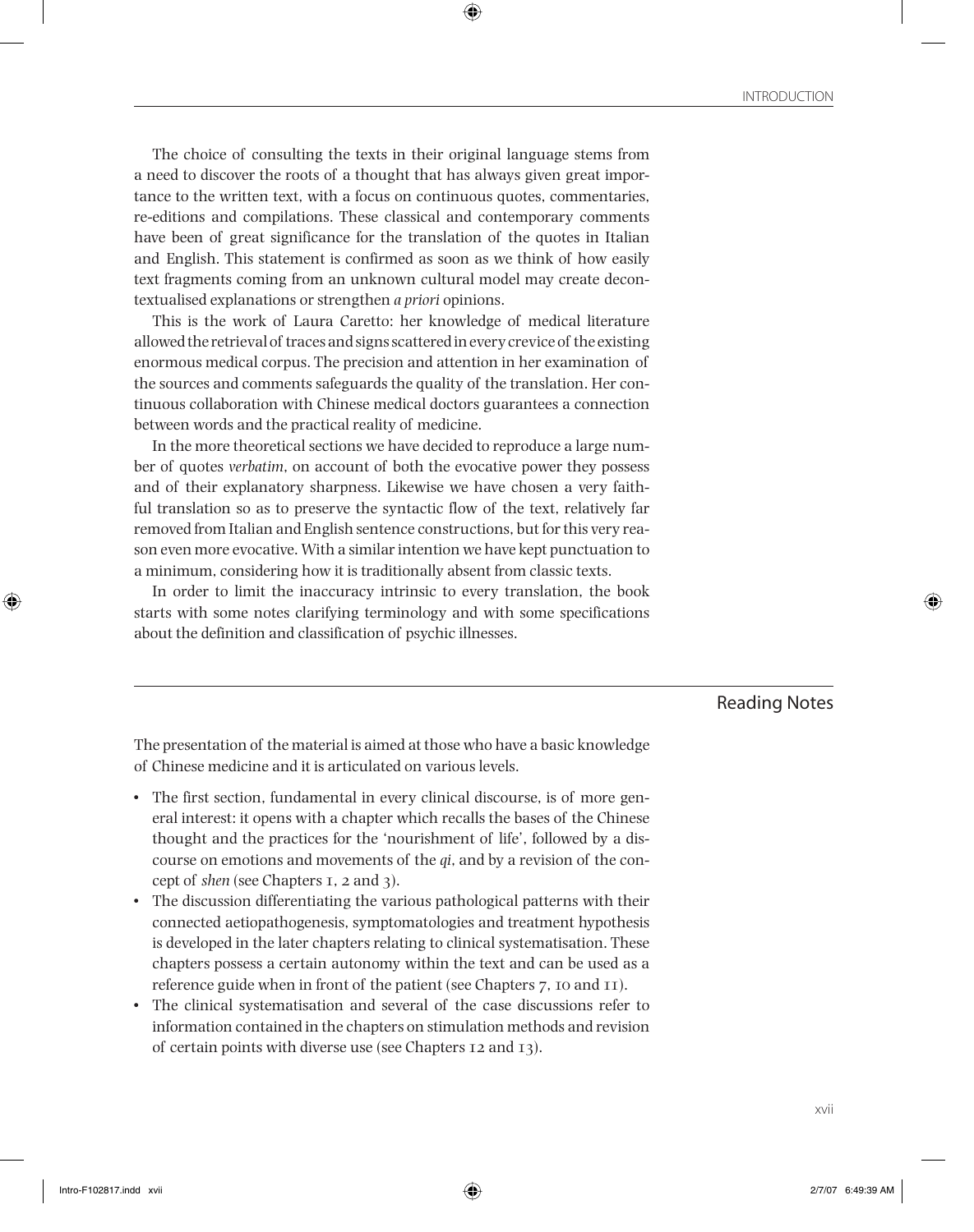The choice of consulting the texts in their original language stems from a need to discover the roots of a thought that has always given great importance to the written text, with a focus on continuous quotes, commentaries, re-editions and compilations. These classical and contemporary comments have been of great significance for the translation of the quotes in Italian and English. This statement is confirmed as soon as we think of how easily text fragments coming from an unknown cultural model may create decontextualised explanations or strengthen *a priori* opinions.

This is the work of Laura Caretto: her knowledge of medical literature allowed the retrieval of traces and signs scattered in every crevice of the existing enormous medical corpus. The precision and attention in her examination of the sources and comments safeguards the quality of the translation. Her continuous collaboration with Chinese medical doctors guarantees a connection between words and the practical reality of medicine.

In the more theoretical sections we have decided to reproduce a large number of quotes *verbatim*, on account of both the evocative power they possess and of their explanatory sharpness. Likewise we have chosen a very faithful translation so as to preserve the syntactic flow of the text, relatively far removed from Italian and English sentence constructions, but for this very reason even more evocative. With a similar intention we have kept punctuation to a minimum, considering how it is traditionally absent from classic texts.

In order to limit the inaccuracy intrinsic to every translation, the book starts with some notes clarifying terminology and with some specifications about the definition and classification of psychic illnesses.

## Reading Notes

The presentation of the material is aimed at those who have a basic knowledge of Chinese medicine and it is articulated on various levels.

- The first section, fundamental in every clinical discourse, is of more general interest: it opens with a chapter which recalls the bases of the Chinese thought and the practices for the 'nourishment of life', followed by a discourse on emotions and movements of the *qi*, and by a revision of the concept of *shen* (see Chapters 1, 2 and 3).
- The discussion differentiating the various pathological patterns with their connected aetiopathogenesis, symptomatologies and treatment hypothesis is developed in the later chapters relating to clinical systematisation. These chapters possess a certain autonomy within the text and can be used as a reference guide when in front of the patient (see Chapters 7, 10 and 11).
- The clinical systematisation and several of the case discussions refer to information contained in the chapters on stimulation methods and revision of certain points with diverse use (see Chapters 12 and 13).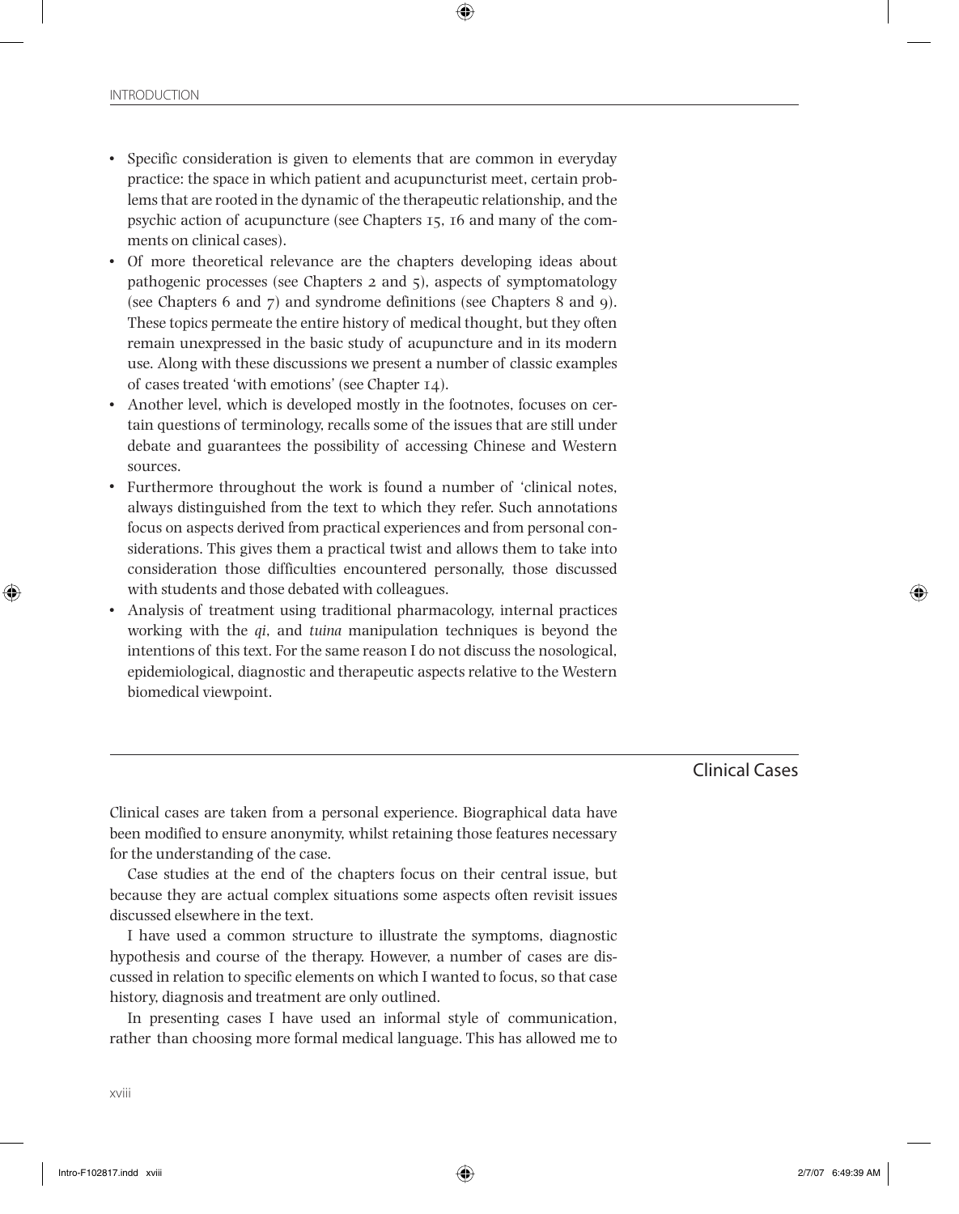- Specific consideration is given to elements that are common in everyday practice: the space in which patient and acupuncturist meet, certain problems that are rooted in the dynamic of the therapeutic relationship, and the psychic action of acupuncture (see Chapters 15, 16 and many of the comments on clinical cases).
- Of more theoretical relevance are the chapters developing ideas about pathogenic processes (see Chapters 2 and 5), aspects of symptomatology (see Chapters 6 and 7) and syndrome definitions (see Chapters 8 and 9). These topics permeate the entire history of medical thought, but they often remain unexpressed in the basic study of acupuncture and in its modern use. Along with these discussions we present a number of classic examples of cases treated 'with emotions' (see Chapter 14).
- Another level, which is developed mostly in the footnotes, focuses on certain questions of terminology, recalls some of the issues that are still under debate and guarantees the possibility of accessing Chinese and Western sources.
- Furthermore throughout the work is found a number of 'clinical notes, always distinguished from the text to which they refer. Such annotations focus on aspects derived from practical experiences and from personal considerations. This gives them a practical twist and allows them to take into consideration those difficulties encountered personally, those discussed with students and those debated with colleagues.
- Analysis of treatment using traditional pharmacology, internal practices working with the *qi*, and *tuina* manipulation techniques is beyond the intentions of this text. For the same reason I do not discuss the nosological, epidemiological, diagnostic and therapeutic aspects relative to the Western biomedical viewpoint.

## Clinical Cases

Clinical cases are taken from a personal experience. Biographical data have been modified to ensure anonymity, whilst retaining those features necessary for the understanding of the case.

Case studies at the end of the chapters focus on their central issue, but because they are actual complex situations some aspects often revisit issues discussed elsewhere in the text.

I have used a common structure to illustrate the symptoms, diagnostic hypothesis and course of the therapy. However, a number of cases are discussed in relation to specific elements on which I wanted to focus, so that case history, diagnosis and treatment are only outlined.

In presenting cases I have used an informal style of communication, rather than choosing more formal medical language. This has allowed me to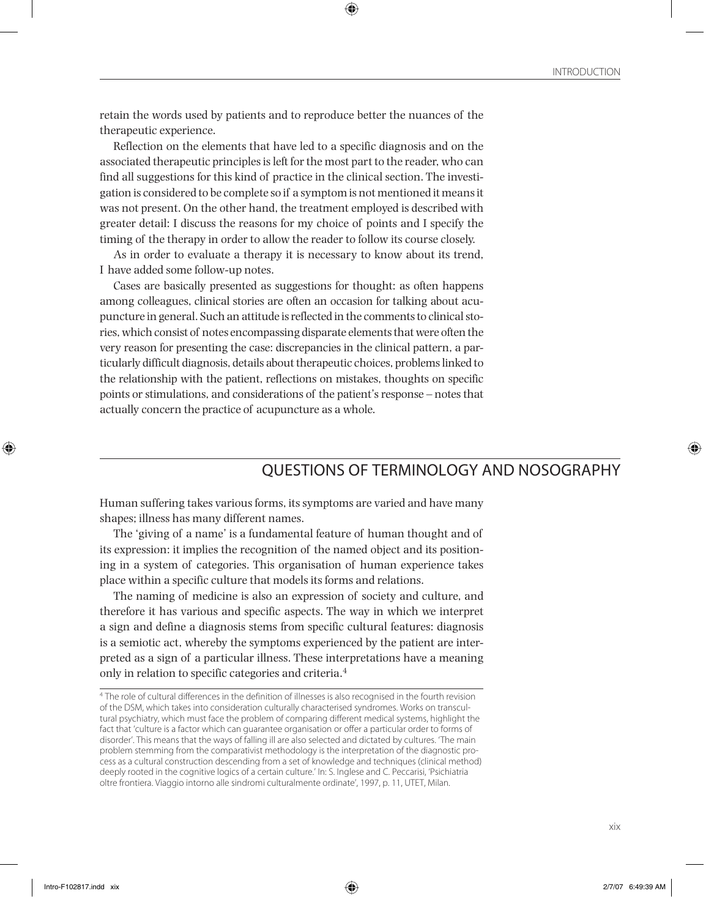retain the words used by patients and to reproduce better the nuances of the therapeutic experience.

Reflection on the elements that have led to a specific diagnosis and on the associated therapeutic principles is left for the most part to the reader, who can find all suggestions for this kind of practice in the clinical section. The investigation is considered to be complete so if a symptom is not mentioned it means it was not present. On the other hand, the treatment employed is described with greater detail: I discuss the reasons for my choice of points and I specify the timing of the therapy in order to allow the reader to follow its course closely.

As in order to evaluate a therapy it is necessary to know about its trend, I have added some follow-up notes.

Cases are basically presented as suggestions for thought: as often happens among colleagues, clinical stories are often an occasion for talking about acupuncture in general. Such an attitude is reflected in the comments to clinical stories, which consist of notes encompassing disparate elements that were often the very reason for presenting the case: discrepancies in the clinical pattern, a particularly difficult diagnosis, details about therapeutic choices, problems linked to the relationship with the patient, reflections on mistakes, thoughts on specific points or stimulations, and considerations of the patient's response – notes that actually concern the practice of acupuncture as a whole.

## QUESTIONS OF TERMINOLOGY AND NOSOGRAPHY

Human suffering takes various forms, its symptoms are varied and have many shapes; illness has many different names.

The 'giving of a name' is a fundamental feature of human thought and of its expression: it implies the recognition of the named object and its positioning in a system of categories. This organisation of human experience takes place within a specific culture that models its forms and relations.

The naming of medicine is also an expression of society and culture, and therefore it has various and specific aspects. The way in which we interpret a sign and define a diagnosis stems from specific cultural features: diagnosis is a semiotic act, whereby the symptoms experienced by the patient are interpreted as a sign of a particular illness. These interpretations have a meaning only in relation to specific categories and criteria.[4]

[4] The role of cultural differences in the definition of illnesses is also recognised in the fourth revision of the DSM, which takes into consideration culturally characterised syndromes. Works on transcultural psychiatry, which must face the problem of comparing different medical systems, highlight the fact that 'culture is a factor which can guarantee organisation or offer a particular order to forms of disorder'. This means that the ways of falling ill are also selected and dictated by cultures. 'The main problem stemming from the comparativist methodology is the interpretation of the diagnostic process as a cultural construction descending from a set of knowledge and techniques (clinical method) deeply rooted in the cognitive logics of a certain culture.' In: S. Inglese and C. Peccarisi, 'Psichiatria oltre frontiera. Viaggio intorno alle sindromi culturalmente ordinate', 1997, p. 11, UTET, Milan.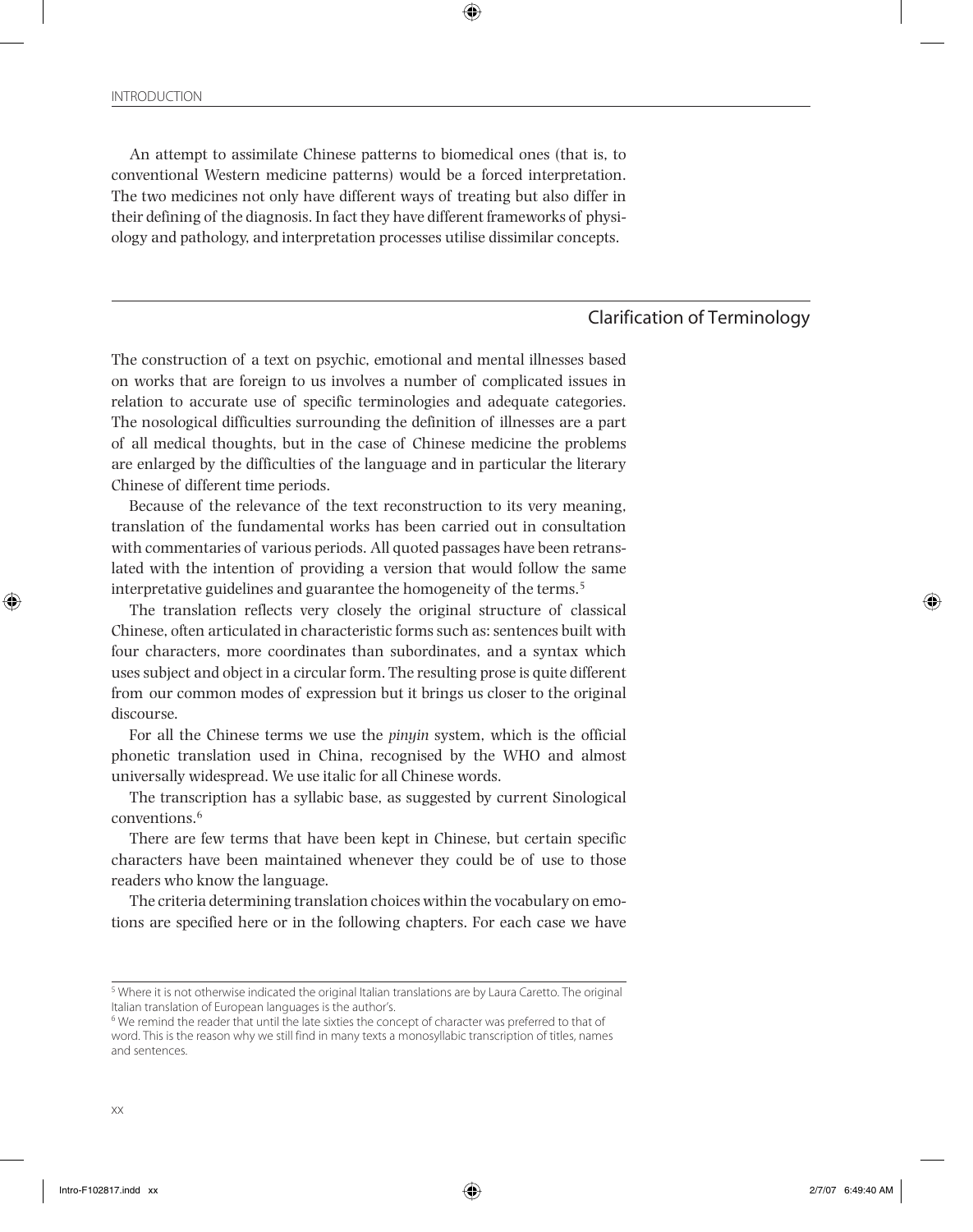An attempt to assimilate Chinese patterns to biomedical ones (that is, to conventional Western medicine patterns) would be a forced interpretation. The two medicines not only have different ways of treating but also differ in their defining of the diagnosis. In fact they have different frameworks of physiology and pathology, and interpretation processes utilise dissimilar concepts.

## Clarification of Terminology

The construction of a text on psychic, emotional and mental illnesses based on works that are foreign to us involves a number of complicated issues in relation to accurate use of specific terminologies and adequate categories. The nosological difficulties surrounding the definition of illnesses are a part of all medical thoughts, but in the case of Chinese medicine the problems are enlarged by the difficulties of the language and in particular the literary Chinese of different time periods.

Because of the relevance of the text reconstruction to its very meaning, translation of the fundamental works has been carried out in consultation with commentaries of various periods. All quoted passages have been retranslated with the intention of providing a version that would follow the same interpretative guidelines and guarantee the homogeneity of the terms.[5]

The translation reflects very closely the original structure of classical Chinese, often articulated in characteristic forms such as: sentences built with four characters, more coordinates than subordinates, and a syntax which uses subject and object in a circular form. The resulting prose is quite different from our common modes of expression but it brings us closer to the original discourse.

For all the Chinese terms we use the *pinyin* system, which is the official phonetic translation used in China, recognised by the WHO and almost universally widespread. We use italic for all Chinese words.

The transcription has a syllabic base, as suggested by current Sinological conventions.[6]

There are few terms that have been kept in Chinese, but certain specific characters have been maintained whenever they could be of use to those readers who know the language.

The criteria determining translation choices within the vocabulary on emotions are specified here or in the following chapters. For each case we have

---

[5] Where it is not otherwise indicated the original Italian translations are by Laura Caretto. The original Italian translation of European languages is the author's.

[6] We remind the reader that until the late sixties the concept of character was preferred to that of word. This is the reason why we still find in many texts a monosyllabic transcription of titles, names and sentences.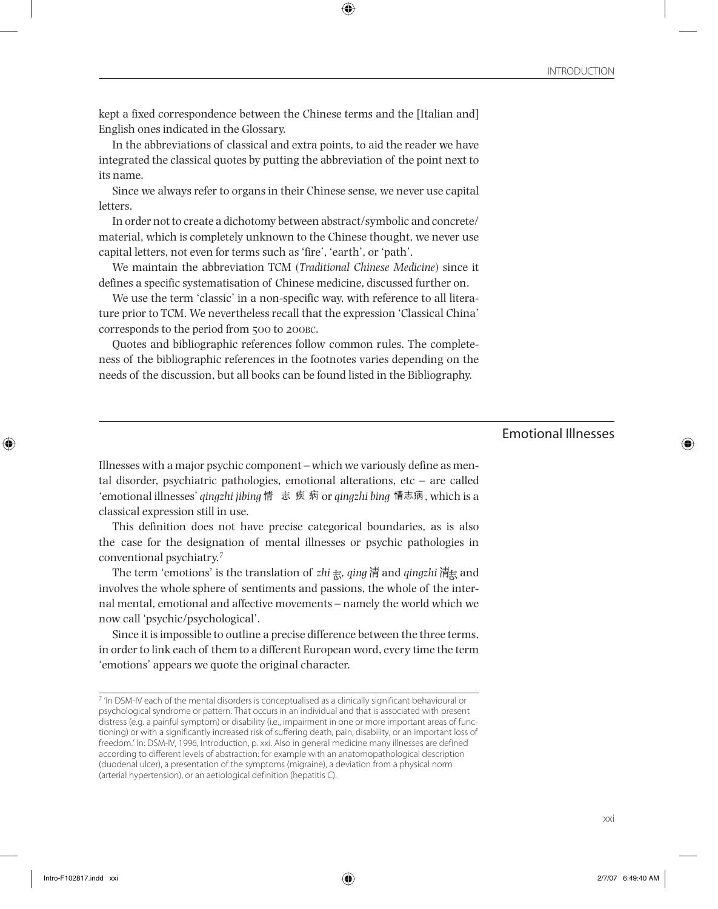kept a fixed correspondence between the Chinese terms and the [Italian and] English ones indicated in the Glossary.

In the abbreviations of classical and extra points, to aid the reader we have integrated the classical quotes by putting the abbreviation of the point next to its name.

Since we always refer to organs in their Chinese sense, we never use capital letters.

In order not to create a dichotomy between abstract/symbolic and concrete/material, which is completely unknown to the Chinese thought, we never use capital letters, not even for terms such as 'fire', 'earth', or 'path'.

We maintain the abbreviation TCM (*Traditional Chinese Medicine*) since it defines a specific systematisation of Chinese medicine, discussed further on.

We use the term 'classic' in a non-specific way, with reference to all literature prior to TCM. We nevertheless recall that the expression 'Classical China' corresponds to the period from 500 to 200BC.

Quotes and bibliographic references follow common rules. The completeness of the bibliographic references in the footnotes varies depending on the needs of the discussion, but all books can be found listed in the Bibliography.

## Emotional Illnesses

Illnesses with a major psychic component – which we variously define as mental disorder, psychiatric pathologies, emotional alterations, etc – are called 'emotional illnesses' *qingzhi jibing* 情 志 疾 病 or *qingzhi bing* 情志病, which is a classical expression still in use.

This definition does not have precise categorical boundaries, as is also the case for the designation of mental illnesses or psychic pathologies in conventional psychiatry.[7]

The term 'emotions' is the translation of *zhi* 志, *qing* 情 and *qingzhi* 情志 and involves the whole sphere of sentiments and passions, the whole of the internal mental, emotional and affective movements – namely the world which we now call 'psychic/psychological'.

Since it is impossible to outline a precise difference between the three terms, in order to link each of them to a different European word, every time the term 'emotions' appears we quote the original character.

[7] 'In DSM-IV each of the mental disorders is conceptualised as a clinically significant behavioural or psychological syndrome or pattern. That occurs in an individual and that is associated with present distress (e.g. a painful symptom) or disability (i.e., impairment in one or more important areas of functioning) or with a significantly increased risk of suffering death, pain, disability, or an important loss of freedom.' In: DSM-IV, 1996, Introduction, p. xxi. Also in general medicine many illnesses are defined according to different levels of abstraction: for example with an anatomopathological description (duodenal ulcer), a presentation of the symptoms (migraine), a deviation from a physical norm (arterial hypertension), or an aetiological definition (hepatitis C).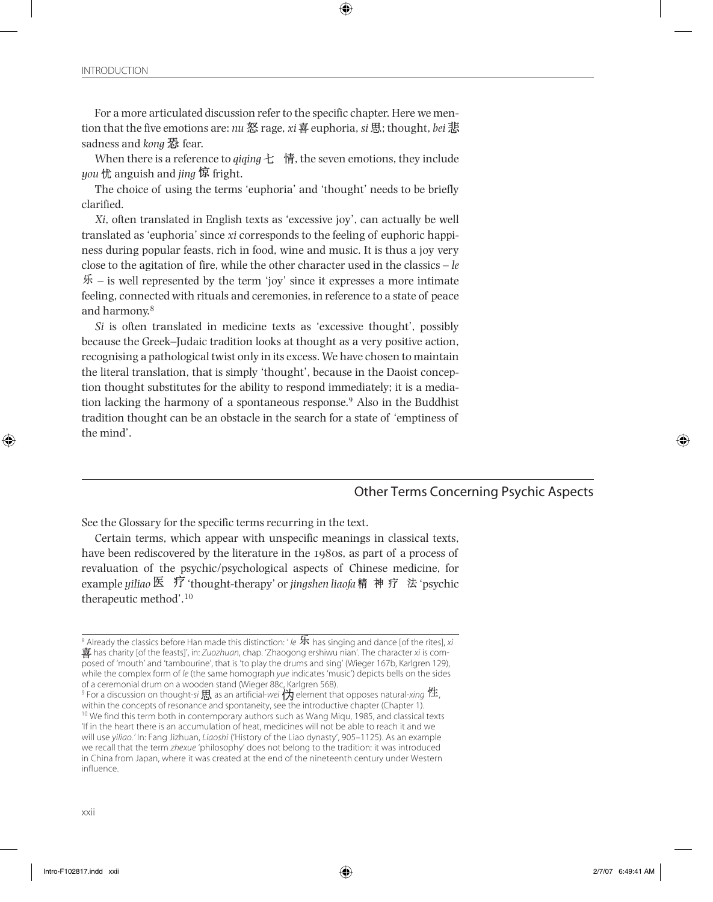For a more articulated discussion refer to the specific chapter. Here we mention that the five emotions are: *nu* 怒 rage, *xi* 喜 euphoria, *si* 思; thought, *bei* 悲 sadness and *kong* 恐 fear.

When there is a reference to *qiqing* 七 情, the seven emotions, they include *you* 忧 anguish and *jing* 惊 fright.

The choice of using the terms 'euphoria' and 'thought' needs to be briefly clarified.

*Xi*, often translated in English texts as 'excessive joy', can actually be well translated as 'euphoria' since *xi* corresponds to the feeling of euphoric happiness during popular feasts, rich in food, wine and music. It is thus a joy very close to the agitation of fire, while the other character used in the classics – *le* 乐 – is well represented by the term 'joy' since it expresses a more intimate feeling, connected with rituals and ceremonies, in reference to a state of peace and harmony.[8]

*Si* is often translated in medicine texts as 'excessive thought', possibly because the Greek–Judaic tradition looks at thought as a very positive action, recognising a pathological twist only in its excess. We have chosen to maintain the literal translation, that is simply 'thought', because in the Daoist conception thought substitutes for the ability to respond immediately; it is a mediation lacking the harmony of a spontaneous response.[9] Also in the Buddhist tradition thought can be an obstacle in the search for a state of 'emptiness of the mind'.

## Other Terms Concerning Psychic Aspects

See the Glossary for the specific terms recurring in the text.

Certain terms, which appear with unspecific meanings in classical texts, have been rediscovered by the literature in the 1980s, as part of a process of revaluation of the psychic/psychological aspects of Chinese medicine, for example *yiliao* 医 疗 'thought-therapy' or *jingshen liaofa* 精 神 疗 法 'psychic therapeutic method'.[10]

---

[8] Already the classics before Han made this distinction: '*le* 乐 has singing and dance [of the rites], *xi* 喜 has charity [of the feasts]', in: *Zuozhuan*, chap. 'Zhaogong ershiwu nian'. The character *xi* is composed of 'mouth' and 'tambourine', that is 'to play the drums and sing' (Wieger 167b, Karlgren 129), while the complex form of *le* (the same homograph *yue* indicates 'music') depicts bells on the sides of a ceremonial drum on a wooden stand (Wieger 88c, Karlgren 568).

[9] For a discussion on thought-*si* 思 as an artificial-*wei* 伪 element that opposes natural-*xing* 性, within the concepts of resonance and spontaneity, see the introductive chapter (Chapter 1).

[10] We find this term both in contemporary authors such as Wang Miqu, 1985, and classical texts 'If in the heart there is an accumulation of heat, medicines will not be able to reach it and we will use *yiliao*.' In: Fang Jizhuan, *Liaoshi* ('History of the Liao dynasty', 905–1125). As an example we recall that the term *zhexue* 'philosophy' does not belong to the tradition: it was introduced in China from Japan, where it was created at the end of the nineteenth century under Western influence.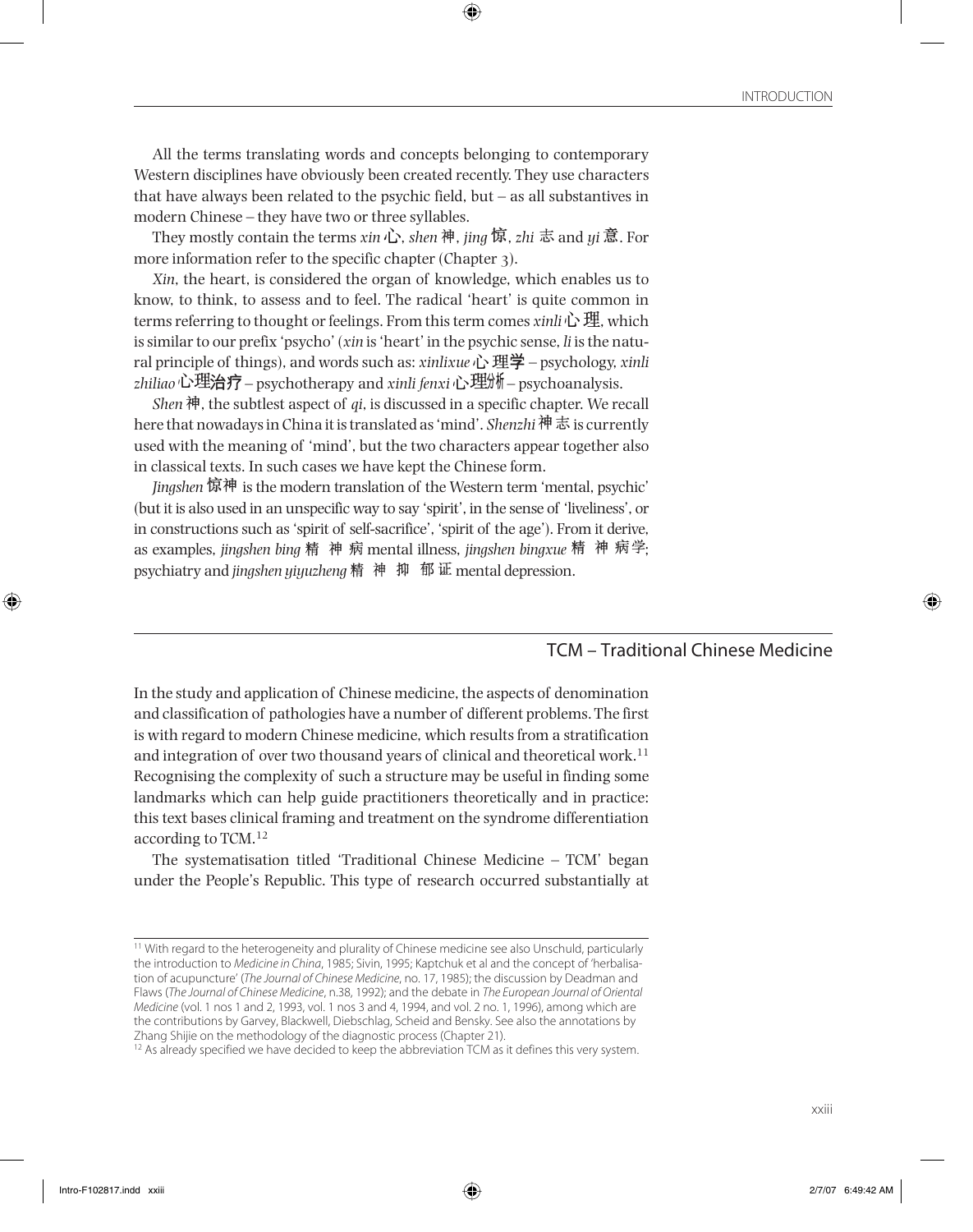All the terms translating words and concepts belonging to contemporary Western disciplines have obviously been created recently. They use characters that have always been related to the psychic field, but – as all substantives in modern Chinese – they have two or three syllables.

They mostly contain the terms *xin* 心, *shen* 神, *jing* 惊, *zhi* 志 and *yi* 意. For more information refer to the specific chapter (Chapter 3).

*Xin*, the heart, is considered the organ of knowledge, which enables us to know, to think, to assess and to feel. The radical 'heart' is quite common in terms referring to thought or feelings. From this term comes *xinli* 心理, which is similar to our prefix 'psycho' (*xin* is 'heart' in the psychic sense, *li* is the natural principle of things), and words such as: *xinlixue* 心理学 – psychology, *xinli zhiliao* 心理治疗 – psychotherapy and *xinli fenxi* 心理分析 – psychoanalysis.

*Shen* 神, the subtlest aspect of *qi*, is discussed in a specific chapter. We recall here that nowadays in China it is translated as 'mind'. *Shenzhi* 神志 is currently used with the meaning of 'mind', but the two characters appear together also in classical texts. In such cases we have kept the Chinese form.

*Jingshen* 惊神 is the modern translation of the Western term 'mental, psychic' (but it is also used in an unspecific way to say 'spirit', in the sense of 'liveliness', or in constructions such as 'spirit of self-sacrifice', 'spirit of the age'). From it derive, as examples, *jingshen bing* 精 神 病 mental illness, *jingshen bingxue* 精 神 病学; psychiatry and *jingshen yiyuzheng* 精 神 抑 郁 证 mental depression.

## TCM – Traditional Chinese Medicine

In the study and application of Chinese medicine, the aspects of denomination and classification of pathologies have a number of different problems. The first is with regard to modern Chinese medicine, which results from a stratification and integration of over two thousand years of clinical and theoretical work.[11] Recognising the complexity of such a structure may be useful in finding some landmarks which can help guide practitioners theoretically and in practice: this text bases clinical framing and treatment on the syndrome differentiation according to TCM.[12]

The systematisation titled 'Traditional Chinese Medicine – TCM' began under the People's Republic. This type of research occurred substantially at

[11] With regard to the heterogeneity and plurality of Chinese medicine see also Unschuld, particularly the introduction to *Medicine in China*, 1985; Sivin, 1995; Kaptchuk et al and the concept of 'herbalisation of acupuncture' (*The Journal of Chinese Medicine*, no. 17, 1985); the discussion by Deadman and Flaws (*The Journal of Chinese Medicine*, n.38, 1992); and the debate in *The European Journal of Oriental Medicine* (vol. 1 nos 1 and 2, 1993, vol. 1 nos 3 and 4, 1994, and vol. 2 no. 1, 1996), among which are the contributions by Garvey, Blackwell, Diebschlag, Scheid and Bensky. See also the annotations by Zhang Shijie on the methodology of the diagnostic process (Chapter 21).

[12] As already specified we have decided to keep the abbreviation TCM as it defines this very system.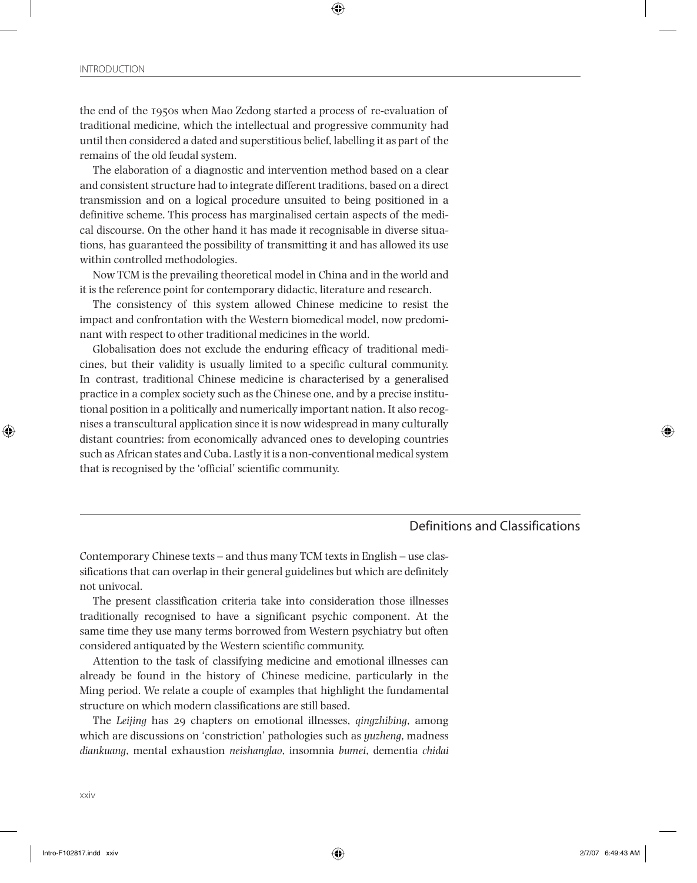the end of the 1950s when Mao Zedong started a process of re-evaluation of traditional medicine, which the intellectual and progressive community had until then considered a dated and superstitious belief, labelling it as part of the remains of the old feudal system.

The elaboration of a diagnostic and intervention method based on a clear and consistent structure had to integrate different traditions, based on a direct transmission and on a logical procedure unsuited to being positioned in a definitive scheme. This process has marginalised certain aspects of the medical discourse. On the other hand it has made it recognisable in diverse situations, has guaranteed the possibility of transmitting it and has allowed its use within controlled methodologies.

Now TCM is the prevailing theoretical model in China and in the world and it is the reference point for contemporary didactic, literature and research.

The consistency of this system allowed Chinese medicine to resist the impact and confrontation with the Western biomedical model, now predominant with respect to other traditional medicines in the world.

Globalisation does not exclude the enduring efficacy of traditional medicines, but their validity is usually limited to a specific cultural community. In contrast, traditional Chinese medicine is characterised by a generalised practice in a complex society such as the Chinese one, and by a precise institutional position in a politically and numerically important nation. It also recognises a transcultural application since it is now widespread in many culturally distant countries: from economically advanced ones to developing countries such as African states and Cuba. Lastly it is a non-conventional medical system that is recognised by the 'official' scientific community.

## Definitions and Classifications

Contemporary Chinese texts – and thus many TCM texts in English – use classifications that can overlap in their general guidelines but which are definitely not univocal.

The present classification criteria take into consideration those illnesses traditionally recognised to have a significant psychic component. At the same time they use many terms borrowed from Western psychiatry but often considered antiquated by the Western scientific community.

Attention to the task of classifying medicine and emotional illnesses can already be found in the history of Chinese medicine, particularly in the Ming period. We relate a couple of examples that highlight the fundamental structure on which modern classifications are still based.

The *Leijing* has 29 chapters on emotional illnesses, *qingzhibing*, among which are discussions on 'constriction' pathologies such as *yuzheng*, madness *diankuang*, mental exhaustion *neishanglao*, insomnia *bumei*, dementia *chidai*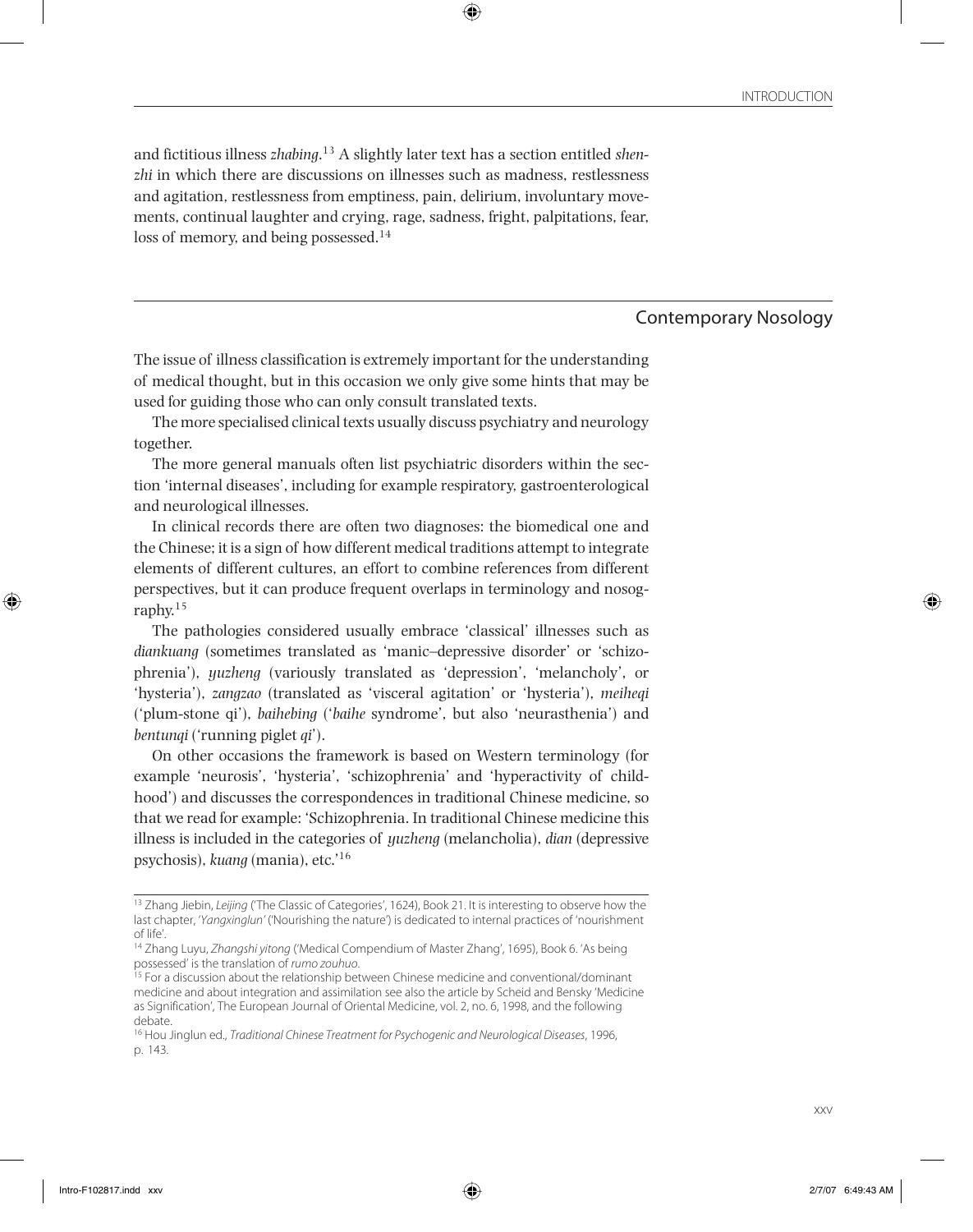and fictitious illness *zhabing*.[13] A slightly later text has a section entitled *shenzhi* in which there are discussions on illnesses such as madness, restlessness and agitation, restlessness from emptiness, pain, delirium, involuntary movements, continual laughter and crying, rage, sadness, fright, palpitations, fear, loss of memory, and being possessed.[14]

## Contemporary Nosology

The issue of illness classification is extremely important for the understanding of medical thought, but in this occasion we only give some hints that may be used for guiding those who can only consult translated texts.

The more specialised clinical texts usually discuss psychiatry and neurology together.

The more general manuals often list psychiatric disorders within the section 'internal diseases', including for example respiratory, gastroenterological and neurological illnesses.

In clinical records there are often two diagnoses: the biomedical one and the Chinese; it is a sign of how different medical traditions attempt to integrate elements of different cultures, an effort to combine references from different perspectives, but it can produce frequent overlaps in terminology and nosography.[15]

The pathologies considered usually embrace 'classical' illnesses such as *diankuang* (sometimes translated as 'manic–depressive disorder' or 'schizophrenia'), *yuzheng* (variously translated as 'depression', 'melancholy', or 'hysteria'), *zangzao* (translated as 'visceral agitation' or 'hysteria'), *meiheqi* ('plum-stone qi'), *baihebing* ('*baihe* syndrome', but also 'neurasthenia') and *bentunqi* ('running piglet *qi*').

On other occasions the framework is based on Western terminology (for example 'neurosis', 'hysteria', 'schizophrenia' and 'hyperactivity of childhood') and discusses the correspondences in traditional Chinese medicine, so that we read for example: 'Schizophrenia. In traditional Chinese medicine this illness is included in the categories of *yuzheng* (melancholia), *dian* (depressive psychosis), *kuang* (mania), etc.'[16]

---

[13] Zhang Jiebin, *Leijing* ('The Classic of Categories', 1624), Book 21. It is interesting to observe how the last chapter, '*Yangxinglun*' ('Nourishing the nature') is dedicated to internal practices of 'nourishment of life'.

[14] Zhang Luyu, *Zhangshi yitong* ('Medical Compendium of Master Zhang', 1695), Book 6. 'As being possessed' is the translation of *rumo zouhuo*.

[15] For a discussion about the relationship between Chinese medicine and conventional/dominant medicine and about integration and assimilation see also the article by Scheid and Bensky 'Medicine as Signification', The European Journal of Oriental Medicine, vol. 2, no. 6, 1998, and the following debate.

[16] Hou Jinglun ed., *Traditional Chinese Treatment for Psychogenic and Neurological Diseases*, 1996, p. 143.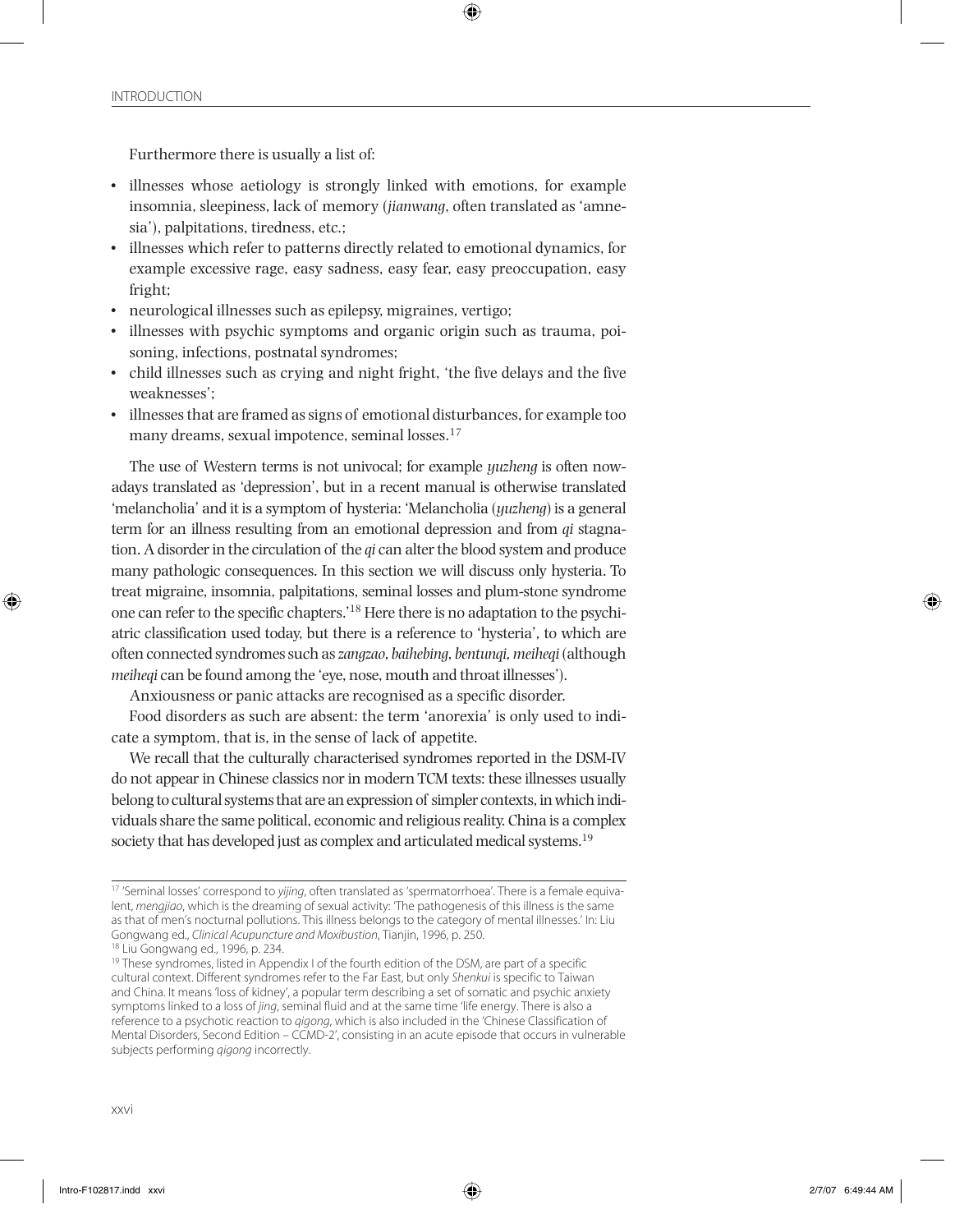Furthermore there is usually a list of:

- illnesses whose aetiology is strongly linked with emotions, for example insomnia, sleepiness, lack of memory (*jianwang*, often translated as 'amnesia'), palpitations, tiredness, etc.;
- illnesses which refer to patterns directly related to emotional dynamics, for example excessive rage, easy sadness, easy fear, easy preoccupation, easy fright;
- neurological illnesses such as epilepsy, migraines, vertigo;
- illnesses with psychic symptoms and organic origin such as trauma, poisoning, infections, postnatal syndromes;
- child illnesses such as crying and night fright, 'the five delays and the five weaknesses';
- illnesses that are framed as signs of emotional disturbances, for example too many dreams, sexual impotence, seminal losses.[17]

The use of Western terms is not univocal; for example *yuzheng* is often nowadays translated as 'depression', but in a recent manual is otherwise translated 'melancholia' and it is a symptom of hysteria: 'Melancholia (*yuzheng*) is a general term for an illness resulting from an emotional depression and from *qi* stagnation. A disorder in the circulation of the *qi* can alter the blood system and produce many pathologic consequences. In this section we will discuss only hysteria. To treat migraine, insomnia, palpitations, seminal losses and plum-stone syndrome one can refer to the specific chapters.'[18] Here there is no adaptation to the psychiatric classification used today, but there is a reference to 'hysteria', to which are often connected syndromes such as *zangzao*, *baihebing*, *bentunqi*, *meiheqi* (although *meiheqi* can be found among the 'eye, nose, mouth and throat illnesses').

Anxiousness or panic attacks are recognised as a specific disorder.

Food disorders as such are absent: the term 'anorexia' is only used to indicate a symptom, that is, in the sense of lack of appetite.

We recall that the culturally characterised syndromes reported in the DSM-IV do not appear in Chinese classics nor in modern TCM texts: these illnesses usually belong to cultural systems that are an expression of simpler contexts, in which individuals share the same political, economic and religious reality. China is a complex society that has developed just as complex and articulated medical systems.[19]

---

[17] 'Seminal losses' correspond to *yijing*, often translated as 'spermatorrhoea'. There is a female equivalent, *mengjiao*, which is the dreaming of sexual activity: 'The pathogenesis of this illness is the same as that of men's nocturnal pollutions. This illness belongs to the category of mental illnesses.' In: Liu Gongwang ed., *Clinical Acupuncture and Moxibustion*, Tianjin, 1996, p. 250.

[18] Liu Gongwang ed., 1996, p. 234.

[19] These syndromes, listed in Appendix I of the fourth edition of the DSM, are part of a specific cultural context. Different syndromes refer to the Far East, but only *Shenkui* is specific to Taiwan and China. It means 'loss of kidney', a popular term describing a set of somatic and psychic anxiety symptoms linked to a loss of *jing*, seminal fluid and at the same time 'life energy. There is also a reference to a psychotic reaction to *qigong*, which is also included in the 'Chinese Classification of Mental Disorders, Second Edition – CCMD-2', consisting in an acute episode that occurs in vulnerable subjects performing *qigong* incorrectly.